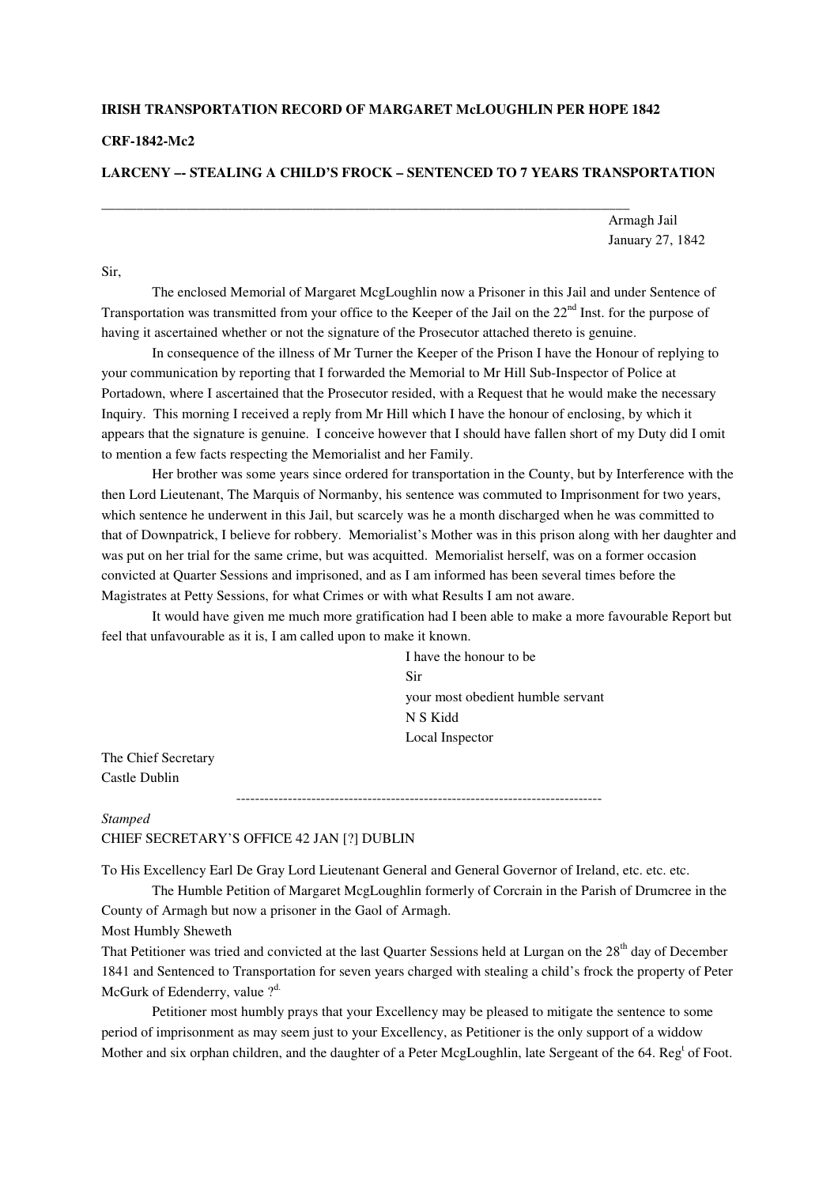**IRISH TRANSPORTATION RECORD OF MARGARET McLOUGHLIN PER HOPE 1842**

**CRF-1842-Mc2**

**LARCENY –- STEALING A CHILD'S FROCK – SENTENCED TO 7 YEARS TRANSPORTATION**

---

Armagh Jail
January 27, 1842

Sir,

The enclosed Memorial of Margaret McgLoughlin now a Prisoner in this Jail and under Sentence of Transportation was transmitted from your office to the Keeper of the Jail on the 22nd Inst. for the purpose of having it ascertained whether or not the signature of the Prosecutor attached thereto is genuine.

In consequence of the illness of Mr Turner the Keeper of the Prison I have the Honour of replying to your communication by reporting that I forwarded the Memorial to Mr Hill Sub-Inspector of Police at Portadown, where I ascertained that the Prosecutor resided, with a Request that he would make the necessary Inquiry. This morning I received a reply from Mr Hill which I have the honour of enclosing, by which it appears that the signature is genuine. I conceive however that I should have fallen short of my Duty did I omit to mention a few facts respecting the Memorialist and her Family.

Her brother was some years since ordered for transportation in the County, but by Interference with the then Lord Lieutenant, The Marquis of Normanby, his sentence was commuted to Imprisonment for two years, which sentence he underwent in this Jail, but scarcely was he a month discharged when he was committed to that of Downpatrick, I believe for robbery. Memorialist's Mother was in this prison along with her daughter and was put on her trial for the same crime, but was acquitted. Memorialist herself, was on a former occasion convicted at Quarter Sessions and imprisoned, and as I am informed has been several times before the Magistrates at Petty Sessions, for what Crimes or with what Results I am not aware.

It would have given me much more gratification had I been able to make a more favourable Report but feel that unfavourable as it is, I am called upon to make it known.

I have the honour to be
Sir
your most obedient humble servant
N S Kidd
Local Inspector

The Chief Secretary
Castle Dublin

---

*Stamped*
CHIEF SECRETARY'S OFFICE 42 JAN [?] DUBLIN

To His Excellency Earl De Gray Lord Lieutenant General and General Governor of Ireland, etc. etc. etc.

The Humble Petition of Margaret McgLoughlin formerly of Corcrain in the Parish of Drumcree in the County of Armagh but now a prisoner in the Gaol of Armagh.

Most Humbly Sheweth

That Petitioner was tried and convicted at the last Quarter Sessions held at Lurgan on the 28th day of December 1841 and Sentenced to Transportation for seven years charged with stealing a child's frock the property of Peter McGurk of Edenderry, value ?d.

Petitioner most humbly prays that your Excellency may be pleased to mitigate the sentence to some period of imprisonment as may seem just to your Excellency, as Petitioner is the only support of a widdow Mother and six orphan children, and the daughter of a Peter McgLoughlin, late Sergeant of the 64. Regt of Foot.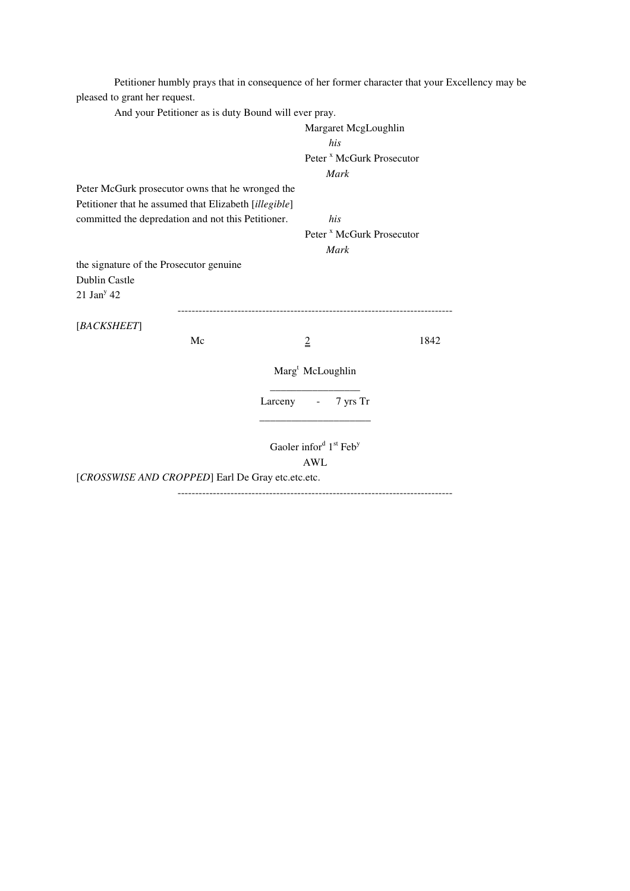Petitioner humbly prays that in consequence of her former character that your Excellency may be pleased to grant her request.

And your Petitioner as is duty Bound will ever pray.

Margaret McgLoughlin

*his*
Peter x McGurk Prosecutor
*Mark*

Peter McGurk prosecutor owns that he wronged the Petitioner that he assumed that Elizabeth [*illegible*] committed the depredation and not this Petitioner.

*his*
Peter x McGurk Prosecutor
*Mark*

the signature of the Prosecutor genuine
Dublin Castle
21 Jan[y] 42

---

[*BACKSHEET*]

Mc 2 1842

Marg[t] McLoughlin

Larceny - 7 yrs Tr

Gaoler infor[d] 1[st] Feb[y]
AWL

[*CROSSWISE AND CROPPED*] Earl De Gray etc.etc.etc.

---